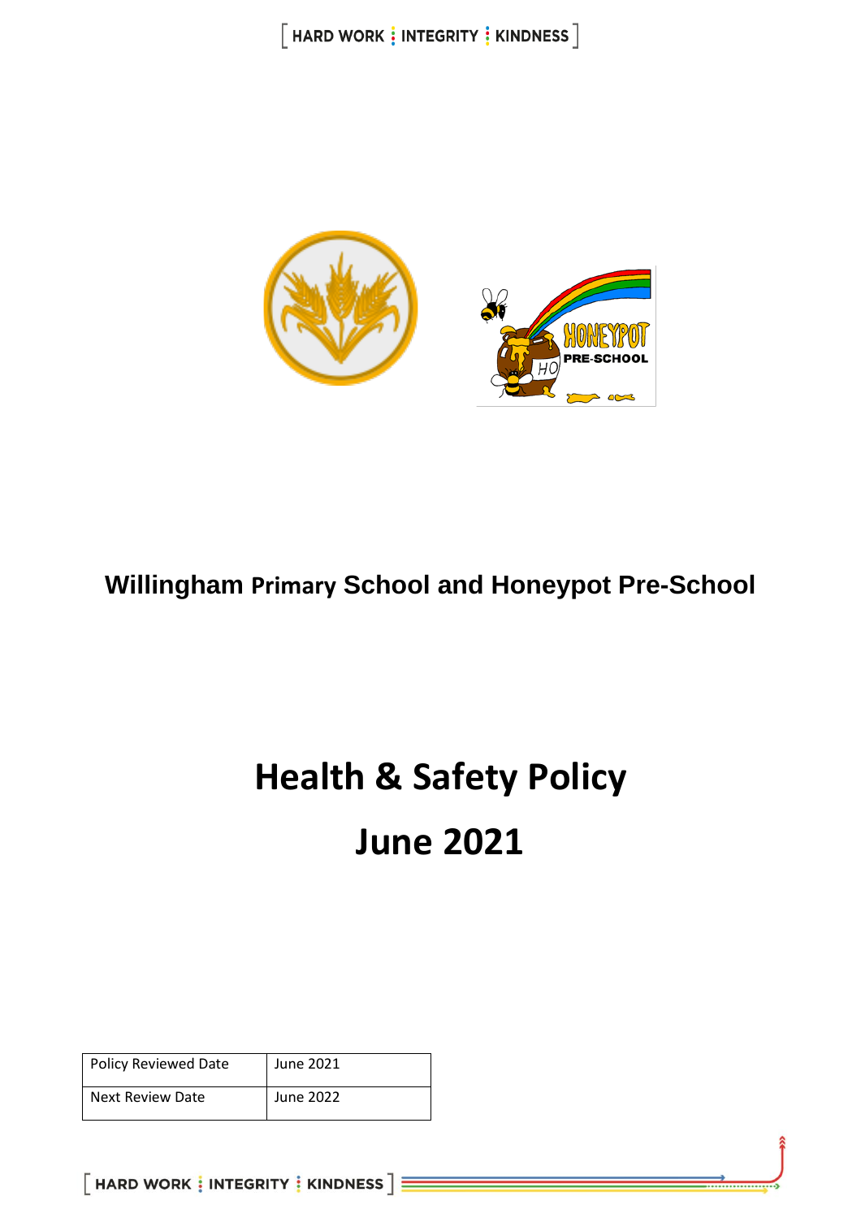**Willingham Primary School and Honeypot Pre-School**

# Health & Safety Policy

# June 2021

| Policy Reviewed Date | June 2021 |
|---|---|
| Next Review Date | June 2022 |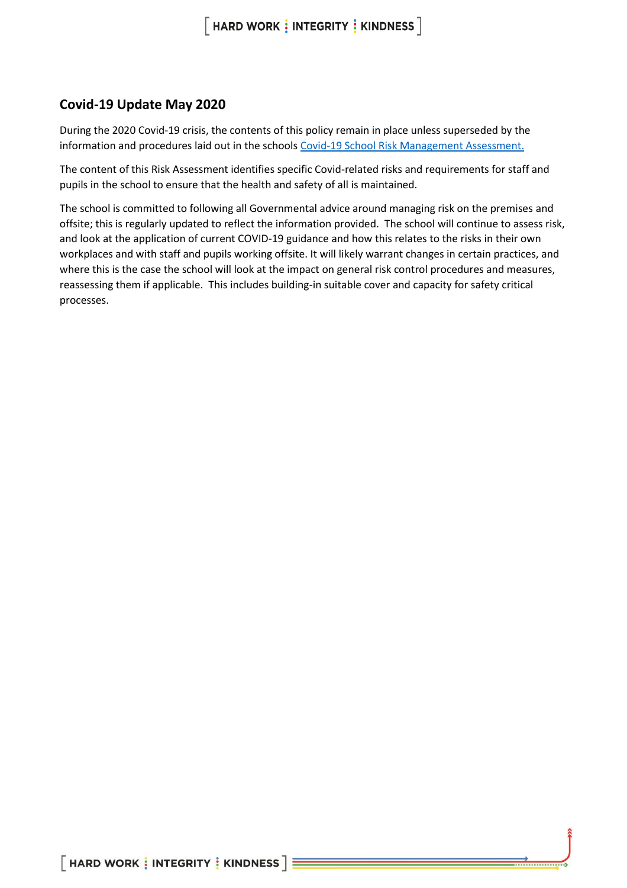## Covid-19 Update May 2020

During the 2020 Covid-19 crisis, the contents of this policy remain in place unless superseded by the information and procedures laid out in the schools [Covid-19 School Risk Management Assessment.]()

The content of this Risk Assessment identifies specific Covid-related risks and requirements for staff and pupils in the school to ensure that the health and safety of all is maintained.

The school is committed to following all Governmental advice around managing risk on the premises and offsite; this is regularly updated to reflect the information provided. The school will continue to assess risk, and look at the application of current COVID-19 guidance and how this relates to the risks in their own workplaces and with staff and pupils working offsite. It will likely warrant changes in certain practices, and where this is the case the school will look at the impact on general risk control procedures and measures, reassessing them if applicable. This includes building-in suitable cover and capacity for safety critical processes.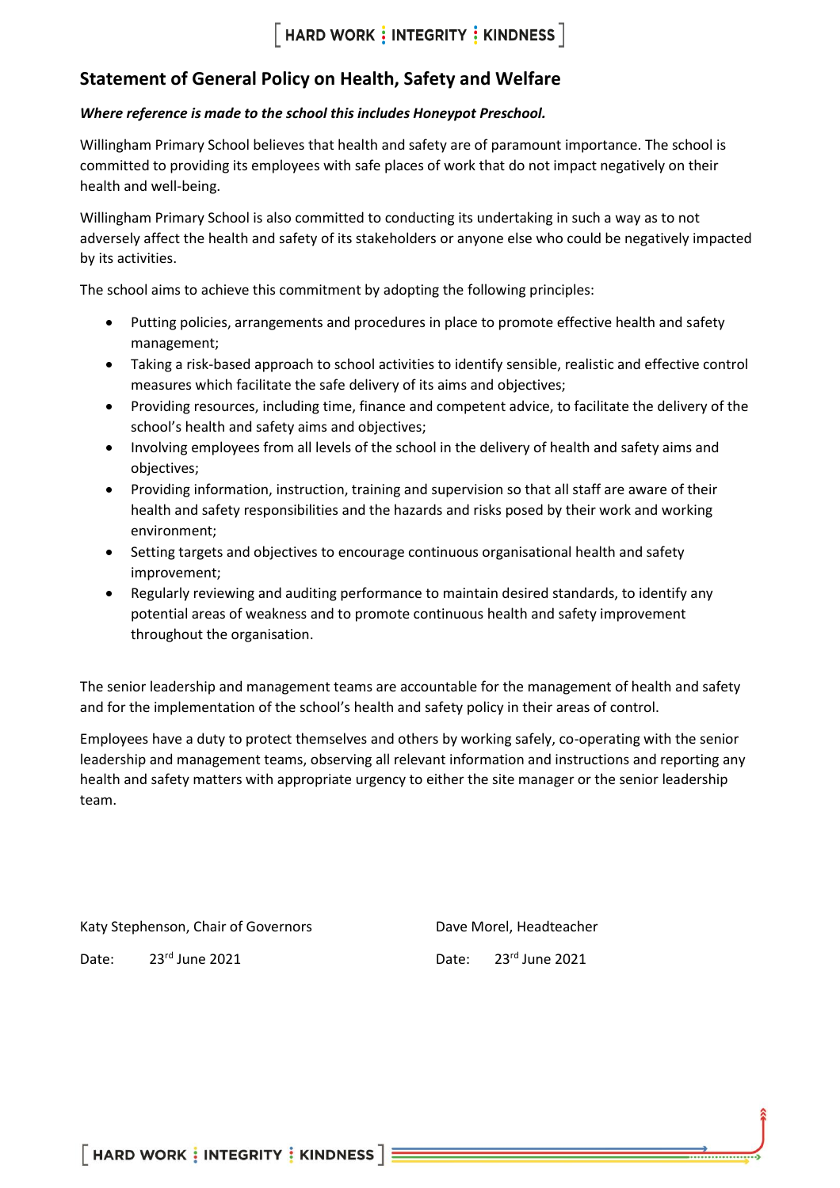## Statement of General Policy on Health, Safety and Welfare

***Where reference is made to the school this includes Honeypot Preschool.***

Willingham Primary School believes that health and safety are of paramount importance. The school is committed to providing its employees with safe places of work that do not impact negatively on their health and well-being.

Willingham Primary School is also committed to conducting its undertaking in such a way as to not adversely affect the health and safety of its stakeholders or anyone else who could be negatively impacted by its activities.

The school aims to achieve this commitment by adopting the following principles:

- Putting policies, arrangements and procedures in place to promote effective health and safety management;
- Taking a risk-based approach to school activities to identify sensible, realistic and effective control measures which facilitate the safe delivery of its aims and objectives;
- Providing resources, including time, finance and competent advice, to facilitate the delivery of the school's health and safety aims and objectives;
- Involving employees from all levels of the school in the delivery of health and safety aims and objectives;
- Providing information, instruction, training and supervision so that all staff are aware of their health and safety responsibilities and the hazards and risks posed by their work and working environment;
- Setting targets and objectives to encourage continuous organisational health and safety improvement;
- Regularly reviewing and auditing performance to maintain desired standards, to identify any potential areas of weakness and to promote continuous health and safety improvement throughout the organisation.

The senior leadership and management teams are accountable for the management of health and safety and for the implementation of the school's health and safety policy in their areas of control.

Employees have a duty to protect themselves and others by working safely, co-operating with the senior leadership and management teams, observing all relevant information and instructions and reporting any health and safety matters with appropriate urgency to either the site manager or the senior leadership team.

Katy Stephenson, Chair of Governors

Date: 23rd June 2021

Dave Morel, Headteacher

Date: 23rd June 2021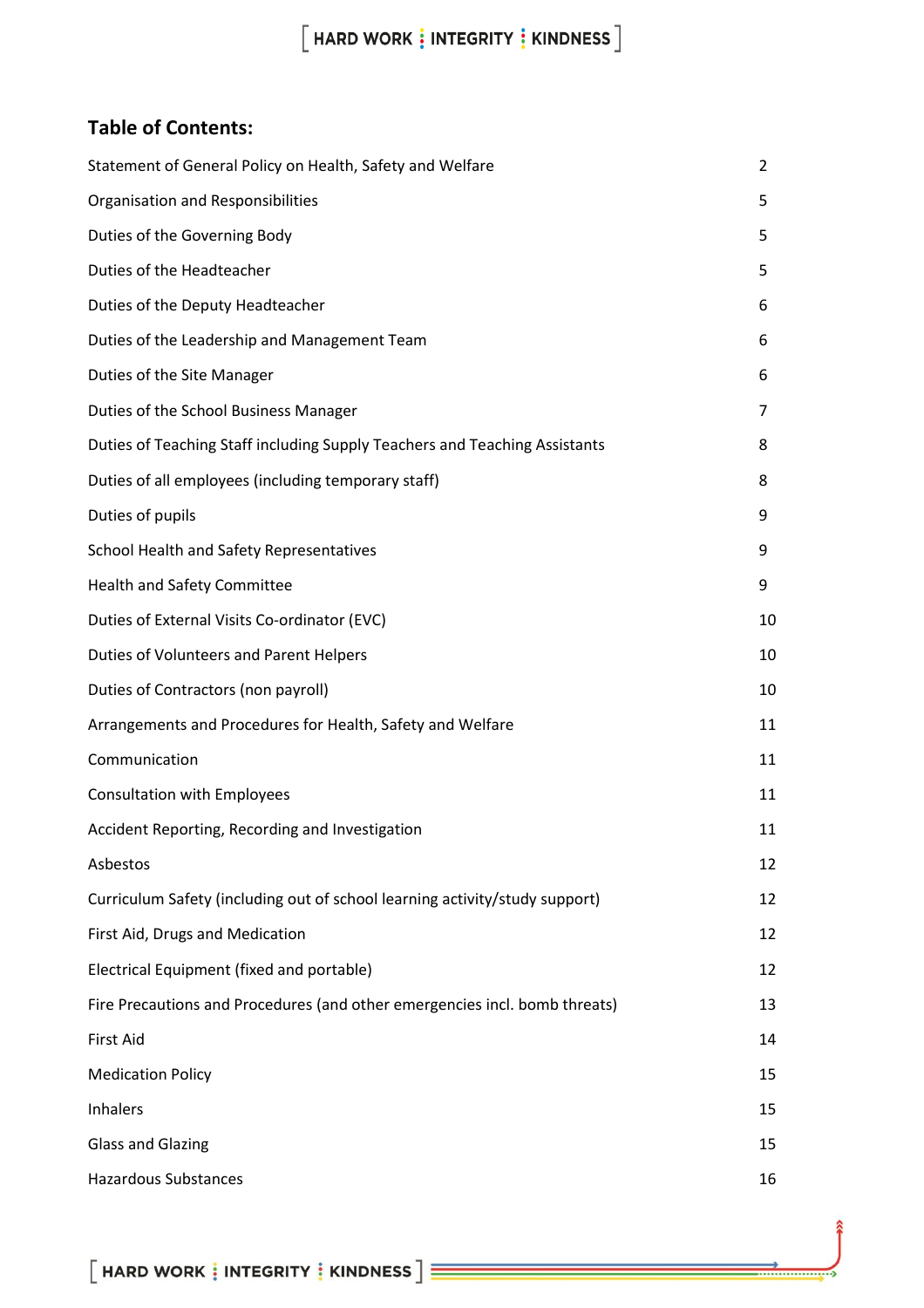## Table of Contents:

| | |
|---|---|
| Statement of General Policy on Health, Safety and Welfare | 2 |
| Organisation and Responsibilities | 5 |
| Duties of the Governing Body | 5 |
| Duties of the Headteacher | 5 |
| Duties of the Deputy Headteacher | 6 |
| Duties of the Leadership and Management Team | 6 |
| Duties of the Site Manager | 6 |
| Duties of the School Business Manager | 7 |
| Duties of Teaching Staff including Supply Teachers and Teaching Assistants | 8 |
| Duties of all employees (including temporary staff) | 8 |
| Duties of pupils | 9 |
| School Health and Safety Representatives | 9 |
| Health and Safety Committee | 9 |
| Duties of External Visits Co-ordinator (EVC) | 10 |
| Duties of Volunteers and Parent Helpers | 10 |
| Duties of Contractors (non payroll) | 10 |
| Arrangements and Procedures for Health, Safety and Welfare | 11 |
| Communication | 11 |
| Consultation with Employees | 11 |
| Accident Reporting, Recording and Investigation | 11 |
| Asbestos | 12 |
| Curriculum Safety (including out of school learning activity/study support) | 12 |
| First Aid, Drugs and Medication | 12 |
| Electrical Equipment (fixed and portable) | 12 |
| Fire Precautions and Procedures (and other emergencies incl. bomb threats) | 13 |
| First Aid | 14 |
| Medication Policy | 15 |
| Inhalers | 15 |
| Glass and Glazing | 15 |
| Hazardous Substances | 16 |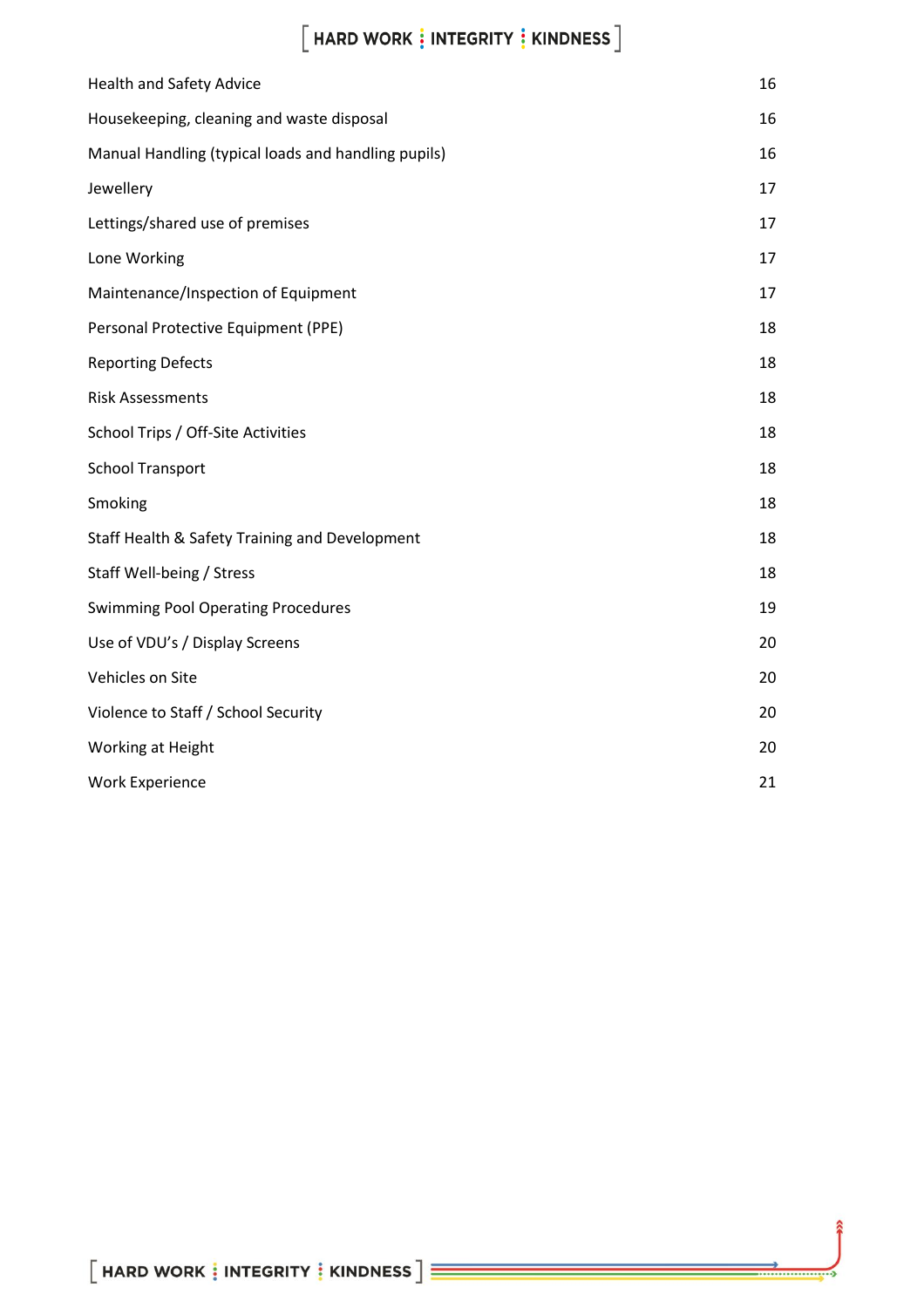| | |
|---|---|
| Health and Safety Advice | 16 |
| Housekeeping, cleaning and waste disposal | 16 |
| Manual Handling (typical loads and handling pupils) | 16 |
| Jewellery | 17 |
| Lettings/shared use of premises | 17 |
| Lone Working | 17 |
| Maintenance/Inspection of Equipment | 17 |
| Personal Protective Equipment (PPE) | 18 |
| Reporting Defects | 18 |
| Risk Assessments | 18 |
| School Trips / Off-Site Activities | 18 |
| School Transport | 18 |
| Smoking | 18 |
| Staff Health & Safety Training and Development | 18 |
| Staff Well-being / Stress | 18 |
| Swimming Pool Operating Procedures | 19 |
| Use of VDU's / Display Screens | 20 |
| Vehicles on Site | 20 |
| Violence to Staff / School Security | 20 |
| Working at Height | 20 |
| Work Experience | 21 |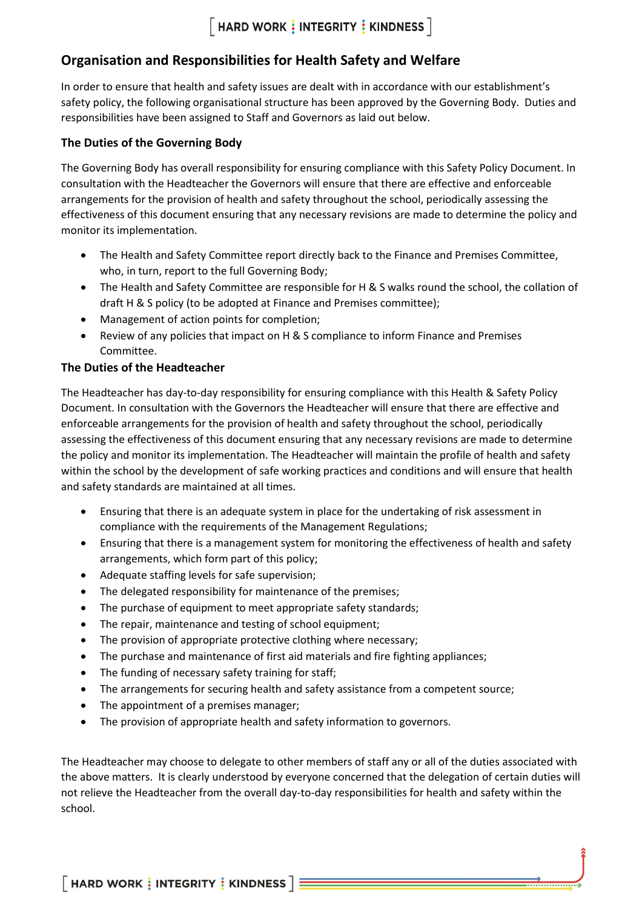## Organisation and Responsibilities for Health Safety and Welfare

In order to ensure that health and safety issues are dealt with in accordance with our establishment's safety policy, the following organisational structure has been approved by the Governing Body. Duties and responsibilities have been assigned to Staff and Governors as laid out below.

### The Duties of the Governing Body

The Governing Body has overall responsibility for ensuring compliance with this Safety Policy Document. In consultation with the Headteacher the Governors will ensure that there are effective and enforceable arrangements for the provision of health and safety throughout the school, periodically assessing the effectiveness of this document ensuring that any necessary revisions are made to determine the policy and monitor its implementation.

- The Health and Safety Committee report directly back to the Finance and Premises Committee, who, in turn, report to the full Governing Body;
- The Health and Safety Committee are responsible for H & S walks round the school, the collation of draft H & S policy (to be adopted at Finance and Premises committee);
- Management of action points for completion;
- Review of any policies that impact on H & S compliance to inform Finance and Premises Committee.

### The Duties of the Headteacher

The Headteacher has day-to-day responsibility for ensuring compliance with this Health & Safety Policy Document. In consultation with the Governors the Headteacher will ensure that there are effective and enforceable arrangements for the provision of health and safety throughout the school, periodically assessing the effectiveness of this document ensuring that any necessary revisions are made to determine the policy and monitor its implementation. The Headteacher will maintain the profile of health and safety within the school by the development of safe working practices and conditions and will ensure that health and safety standards are maintained at all times.

- Ensuring that there is an adequate system in place for the undertaking of risk assessment in compliance with the requirements of the Management Regulations;
- Ensuring that there is a management system for monitoring the effectiveness of health and safety arrangements, which form part of this policy;
- Adequate staffing levels for safe supervision;
- The delegated responsibility for maintenance of the premises;
- The purchase of equipment to meet appropriate safety standards;
- The repair, maintenance and testing of school equipment;
- The provision of appropriate protective clothing where necessary;
- The purchase and maintenance of first aid materials and fire fighting appliances;
- The funding of necessary safety training for staff;
- The arrangements for securing health and safety assistance from a competent source;
- The appointment of a premises manager;
- The provision of appropriate health and safety information to governors.

The Headteacher may choose to delegate to other members of staff any or all of the duties associated with the above matters. It is clearly understood by everyone concerned that the delegation of certain duties will not relieve the Headteacher from the overall day-to-day responsibilities for health and safety within the school.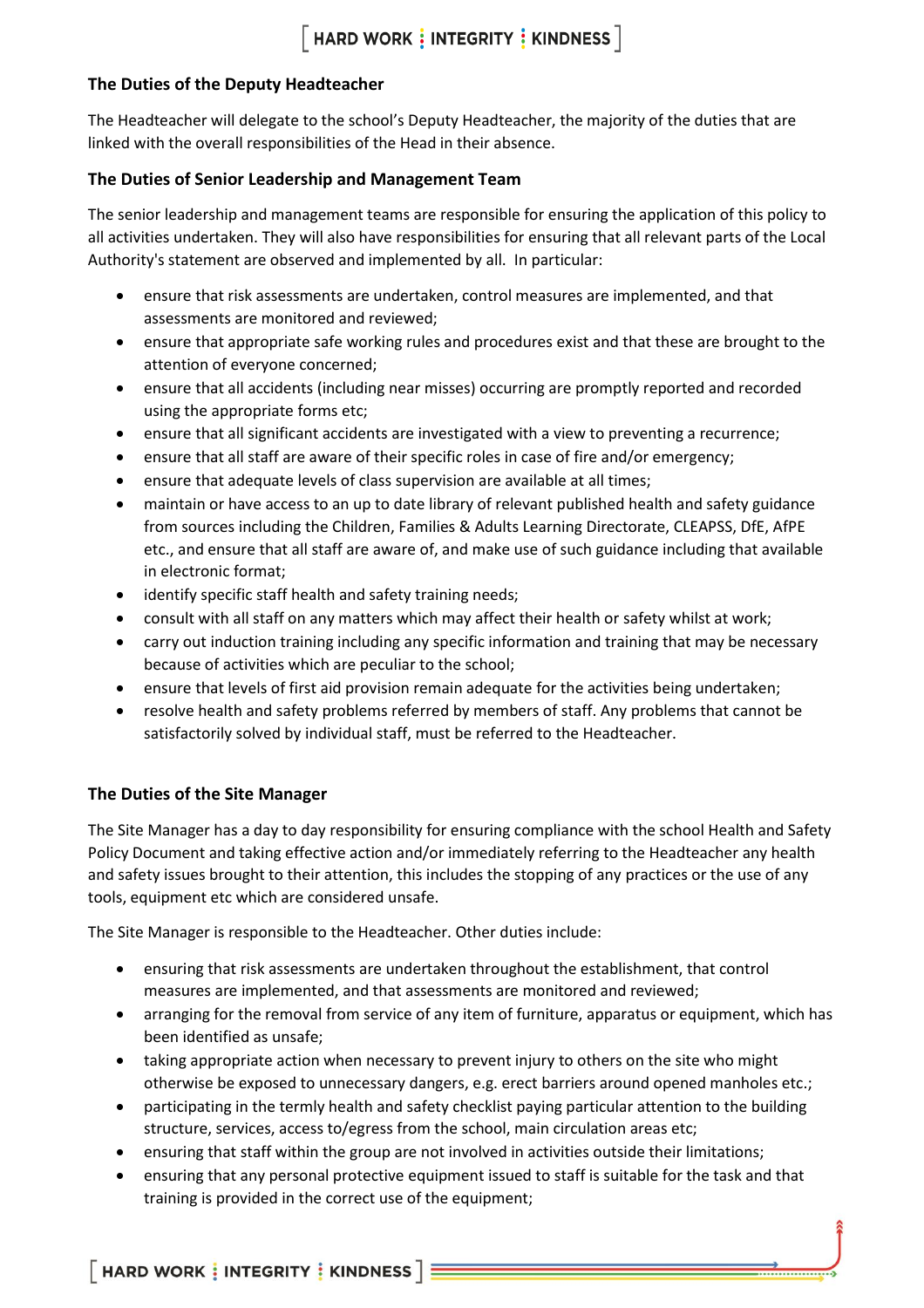### The Duties of the Deputy Headteacher

The Headteacher will delegate to the school's Deputy Headteacher, the majority of the duties that are linked with the overall responsibilities of the Head in their absence.

### The Duties of Senior Leadership and Management Team

The senior leadership and management teams are responsible for ensuring the application of this policy to all activities undertaken. They will also have responsibilities for ensuring that all relevant parts of the Local Authority's statement are observed and implemented by all. In particular:

- ensure that risk assessments are undertaken, control measures are implemented, and that assessments are monitored and reviewed;
- ensure that appropriate safe working rules and procedures exist and that these are brought to the attention of everyone concerned;
- ensure that all accidents (including near misses) occurring are promptly reported and recorded using the appropriate forms etc;
- ensure that all significant accidents are investigated with a view to preventing a recurrence;
- ensure that all staff are aware of their specific roles in case of fire and/or emergency;
- ensure that adequate levels of class supervision are available at all times;
- maintain or have access to an up to date library of relevant published health and safety guidance from sources including the Children, Families & Adults Learning Directorate, CLEAPSS, DfE, AfPE etc., and ensure that all staff are aware of, and make use of such guidance including that available in electronic format;
- identify specific staff health and safety training needs;
- consult with all staff on any matters which may affect their health or safety whilst at work;
- carry out induction training including any specific information and training that may be necessary because of activities which are peculiar to the school;
- ensure that levels of first aid provision remain adequate for the activities being undertaken;
- resolve health and safety problems referred by members of staff. Any problems that cannot be satisfactorily solved by individual staff, must be referred to the Headteacher.

### The Duties of the Site Manager

The Site Manager has a day to day responsibility for ensuring compliance with the school Health and Safety Policy Document and taking effective action and/or immediately referring to the Headteacher any health and safety issues brought to their attention, this includes the stopping of any practices or the use of any tools, equipment etc which are considered unsafe.

The Site Manager is responsible to the Headteacher. Other duties include:

- ensuring that risk assessments are undertaken throughout the establishment, that control measures are implemented, and that assessments are monitored and reviewed;
- arranging for the removal from service of any item of furniture, apparatus or equipment, which has been identified as unsafe;
- taking appropriate action when necessary to prevent injury to others on the site who might otherwise be exposed to unnecessary dangers, e.g. erect barriers around opened manholes etc.;
- participating in the termly health and safety checklist paying particular attention to the building structure, services, access to/egress from the school, main circulation areas etc;
- ensuring that staff within the group are not involved in activities outside their limitations;
- ensuring that any personal protective equipment issued to staff is suitable for the task and that training is provided in the correct use of the equipment;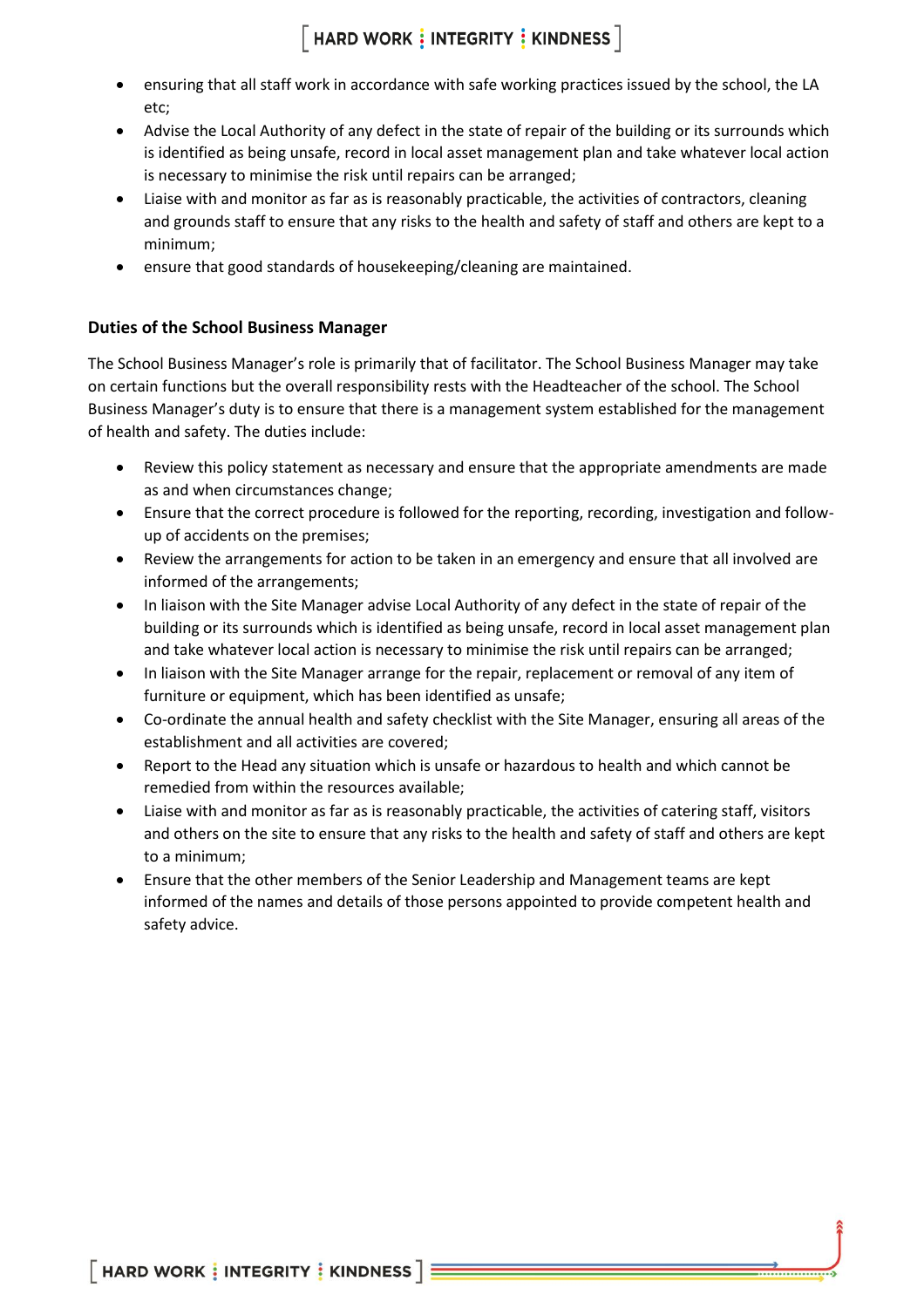- ensuring that all staff work in accordance with safe working practices issued by the school, the LA etc;
- Advise the Local Authority of any defect in the state of repair of the building or its surrounds which is identified as being unsafe, record in local asset management plan and take whatever local action is necessary to minimise the risk until repairs can be arranged;
- Liaise with and monitor as far as is reasonably practicable, the activities of contractors, cleaning and grounds staff to ensure that any risks to the health and safety of staff and others are kept to a minimum;
- ensure that good standards of housekeeping/cleaning are maintained.

### Duties of the School Business Manager

The School Business Manager's role is primarily that of facilitator. The School Business Manager may take on certain functions but the overall responsibility rests with the Headteacher of the school. The School Business Manager's duty is to ensure that there is a management system established for the management of health and safety. The duties include:

- Review this policy statement as necessary and ensure that the appropriate amendments are made as and when circumstances change;
- Ensure that the correct procedure is followed for the reporting, recording, investigation and follow-up of accidents on the premises;
- Review the arrangements for action to be taken in an emergency and ensure that all involved are informed of the arrangements;
- In liaison with the Site Manager advise Local Authority of any defect in the state of repair of the building or its surrounds which is identified as being unsafe, record in local asset management plan and take whatever local action is necessary to minimise the risk until repairs can be arranged;
- In liaison with the Site Manager arrange for the repair, replacement or removal of any item of furniture or equipment, which has been identified as unsafe;
- Co-ordinate the annual health and safety checklist with the Site Manager, ensuring all areas of the establishment and all activities are covered;
- Report to the Head any situation which is unsafe or hazardous to health and which cannot be remedied from within the resources available;
- Liaise with and monitor as far as is reasonably practicable, the activities of catering staff, visitors and others on the site to ensure that any risks to the health and safety of staff and others are kept to a minimum;
- Ensure that the other members of the Senior Leadership and Management teams are kept informed of the names and details of those persons appointed to provide competent health and safety advice.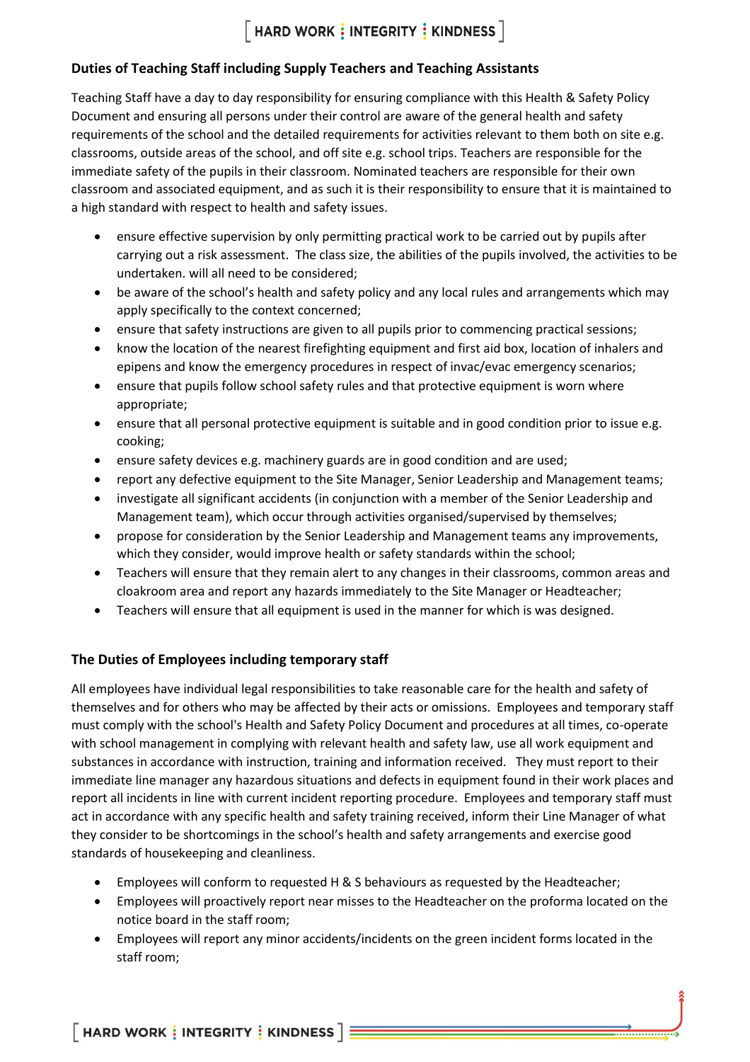## Duties of Teaching Staff including Supply Teachers and Teaching Assistants

Teaching Staff have a day to day responsibility for ensuring compliance with this Health & Safety Policy Document and ensuring all persons under their control are aware of the general health and safety requirements of the school and the detailed requirements for activities relevant to them both on site e.g. classrooms, outside areas of the school, and off site e.g. school trips. Teachers are responsible for the immediate safety of the pupils in their classroom. Nominated teachers are responsible for their own classroom and associated equipment, and as such it is their responsibility to ensure that it is maintained to a high standard with respect to health and safety issues.

- ensure effective supervision by only permitting practical work to be carried out by pupils after carrying out a risk assessment. The class size, the abilities of the pupils involved, the activities to be undertaken. will all need to be considered;
- be aware of the school's health and safety policy and any local rules and arrangements which may apply specifically to the context concerned;
- ensure that safety instructions are given to all pupils prior to commencing practical sessions;
- know the location of the nearest firefighting equipment and first aid box, location of inhalers and epipens and know the emergency procedures in respect of invac/evac emergency scenarios;
- ensure that pupils follow school safety rules and that protective equipment is worn where appropriate;
- ensure that all personal protective equipment is suitable and in good condition prior to issue e.g. cooking;
- ensure safety devices e.g. machinery guards are in good condition and are used;
- report any defective equipment to the Site Manager, Senior Leadership and Management teams;
- investigate all significant accidents (in conjunction with a member of the Senior Leadership and Management team), which occur through activities organised/supervised by themselves;
- propose for consideration by the Senior Leadership and Management teams any improvements, which they consider, would improve health or safety standards within the school;
- Teachers will ensure that they remain alert to any changes in their classrooms, common areas and cloakroom area and report any hazards immediately to the Site Manager or Headteacher;
- Teachers will ensure that all equipment is used in the manner for which is was designed.

## The Duties of Employees including temporary staff

All employees have individual legal responsibilities to take reasonable care for the health and safety of themselves and for others who may be affected by their acts or omissions. Employees and temporary staff must comply with the school's Health and Safety Policy Document and procedures at all times, co-operate with school management in complying with relevant health and safety law, use all work equipment and substances in accordance with instruction, training and information received. They must report to their immediate line manager any hazardous situations and defects in equipment found in their work places and report all incidents in line with current incident reporting procedure. Employees and temporary staff must act in accordance with any specific health and safety training received, inform their Line Manager of what they consider to be shortcomings in the school's health and safety arrangements and exercise good standards of housekeeping and cleanliness.

- Employees will conform to requested H & S behaviours as requested by the Headteacher;
- Employees will proactively report near misses to the Headteacher on the proforma located on the notice board in the staff room;
- Employees will report any minor accidents/incidents on the green incident forms located in the staff room;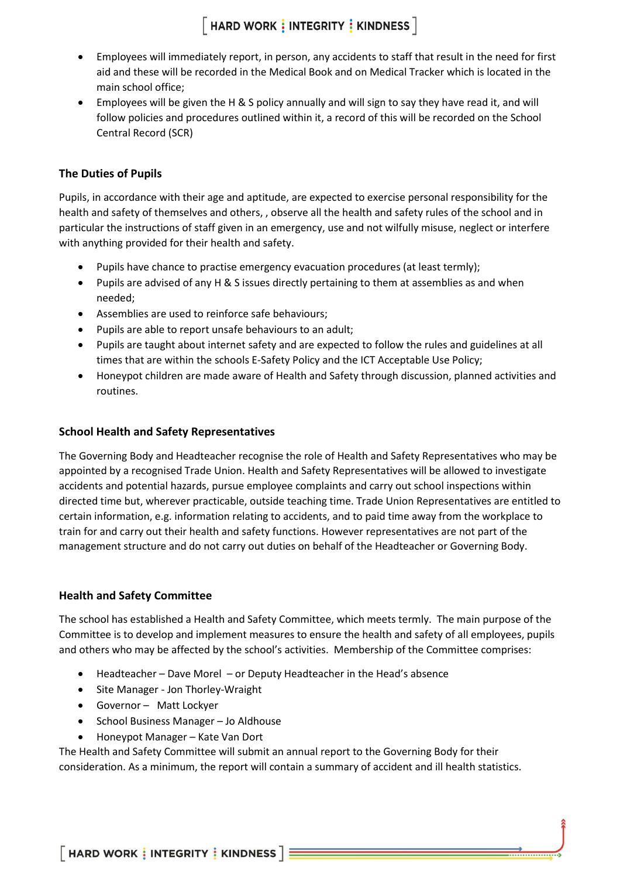- Employees will immediately report, in person, any accidents to staff that result in the need for first aid and these will be recorded in the Medical Book and on Medical Tracker which is located in the main school office;
- Employees will be given the H & S policy annually and will sign to say they have read it, and will follow policies and procedures outlined within it, a record of this will be recorded on the School Central Record (SCR)

### The Duties of Pupils

Pupils, in accordance with their age and aptitude, are expected to exercise personal responsibility for the health and safety of themselves and others, , observe all the health and safety rules of the school and in particular the instructions of staff given in an emergency, use and not wilfully misuse, neglect or interfere with anything provided for their health and safety.

- Pupils have chance to practise emergency evacuation procedures (at least termly);
- Pupils are advised of any H & S issues directly pertaining to them at assemblies as and when needed;
- Assemblies are used to reinforce safe behaviours;
- Pupils are able to report unsafe behaviours to an adult;
- Pupils are taught about internet safety and are expected to follow the rules and guidelines at all times that are within the schools E-Safety Policy and the ICT Acceptable Use Policy;
- Honeypot children are made aware of Health and Safety through discussion, planned activities and routines.

### School Health and Safety Representatives

The Governing Body and Headteacher recognise the role of Health and Safety Representatives who may be appointed by a recognised Trade Union. Health and Safety Representatives will be allowed to investigate accidents and potential hazards, pursue employee complaints and carry out school inspections within directed time but, wherever practicable, outside teaching time. Trade Union Representatives are entitled to certain information, e.g. information relating to accidents, and to paid time away from the workplace to train for and carry out their health and safety functions. However representatives are not part of the management structure and do not carry out duties on behalf of the Headteacher or Governing Body.

### Health and Safety Committee

The school has established a Health and Safety Committee, which meets termly. The main purpose of the Committee is to develop and implement measures to ensure the health and safety of all employees, pupils and others who may be affected by the school's activities. Membership of the Committee comprises:

- Headteacher – Dave Morel – or Deputy Headteacher in the Head's absence
- Site Manager - Jon Thorley-Wraight
- Governor – Matt Lockyer
- School Business Manager – Jo Aldhouse
- Honeypot Manager – Kate Van Dort

The Health and Safety Committee will submit an annual report to the Governing Body for their consideration. As a minimum, the report will contain a summary of accident and ill health statistics.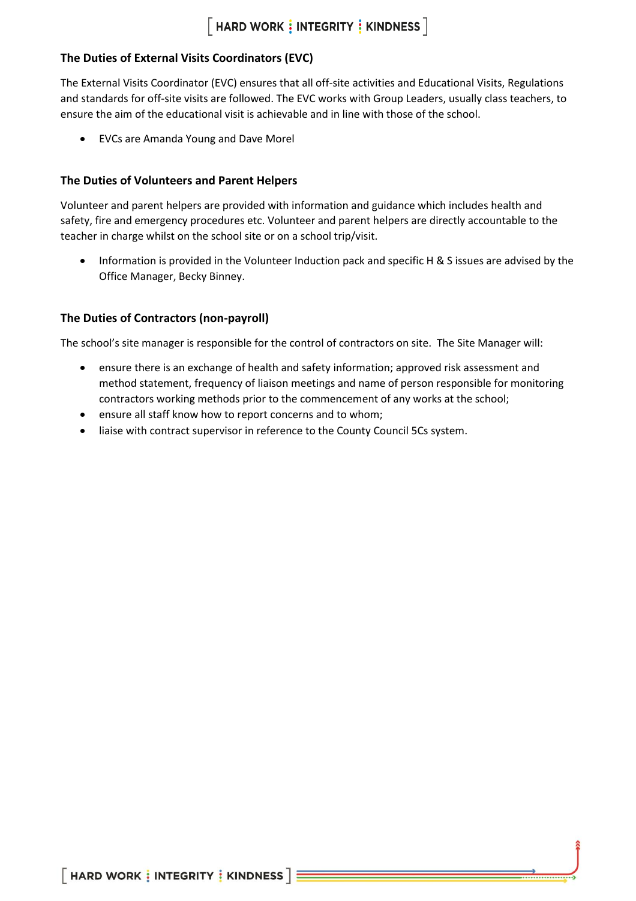### The Duties of External Visits Coordinators (EVC)

The External Visits Coordinator (EVC) ensures that all off-site activities and Educational Visits, Regulations and standards for off-site visits are followed. The EVC works with Group Leaders, usually class teachers, to ensure the aim of the educational visit is achievable and in line with those of the school.

- EVCs are Amanda Young and Dave Morel

### The Duties of Volunteers and Parent Helpers

Volunteer and parent helpers are provided with information and guidance which includes health and safety, fire and emergency procedures etc. Volunteer and parent helpers are directly accountable to the teacher in charge whilst on the school site or on a school trip/visit.

- Information is provided in the Volunteer Induction pack and specific H & S issues are advised by the Office Manager, Becky Binney.

### The Duties of Contractors (non-payroll)

The school's site manager is responsible for the control of contractors on site. The Site Manager will:

- ensure there is an exchange of health and safety information; approved risk assessment and method statement, frequency of liaison meetings and name of person responsible for monitoring contractors working methods prior to the commencement of any works at the school;
- ensure all staff know how to report concerns and to whom;
- liaise with contract supervisor in reference to the County Council 5Cs system.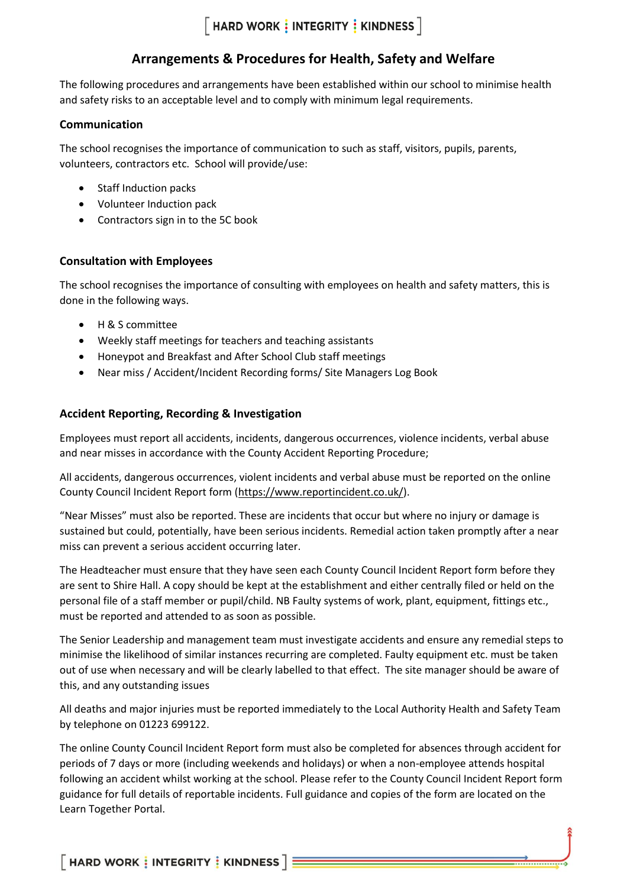# Arrangements & Procedures for Health, Safety and Welfare

The following procedures and arrangements have been established within our school to minimise health and safety risks to an acceptable level and to comply with minimum legal requirements.

### Communication

The school recognises the importance of communication to such as staff, visitors, pupils, parents, volunteers, contractors etc. School will provide/use:

- Staff Induction packs
- Volunteer Induction pack
- Contractors sign in to the 5C book

### Consultation with Employees

The school recognises the importance of consulting with employees on health and safety matters, this is done in the following ways.

- H & S committee
- Weekly staff meetings for teachers and teaching assistants
- Honeypot and Breakfast and After School Club staff meetings
- Near miss / Accident/Incident Recording forms/ Site Managers Log Book

### Accident Reporting, Recording & Investigation

Employees must report all accidents, incidents, dangerous occurrences, violence incidents, verbal abuse and near misses in accordance with the County Accident Reporting Procedure;

All accidents, dangerous occurrences, violent incidents and verbal abuse must be reported on the online County Council Incident Report form (https://www.reportincident.co.uk/).

"Near Misses" must also be reported. These are incidents that occur but where no injury or damage is sustained but could, potentially, have been serious incidents. Remedial action taken promptly after a near miss can prevent a serious accident occurring later.

The Headteacher must ensure that they have seen each County Council Incident Report form before they are sent to Shire Hall. A copy should be kept at the establishment and either centrally filed or held on the personal file of a staff member or pupil/child. NB Faulty systems of work, plant, equipment, fittings etc., must be reported and attended to as soon as possible.

The Senior Leadership and management team must investigate accidents and ensure any remedial steps to minimise the likelihood of similar instances recurring are completed. Faulty equipment etc. must be taken out of use when necessary and will be clearly labelled to that effect. The site manager should be aware of this, and any outstanding issues

All deaths and major injuries must be reported immediately to the Local Authority Health and Safety Team by telephone on 01223 699122.

The online County Council Incident Report form must also be completed for absences through accident for periods of 7 days or more (including weekends and holidays) or when a non-employee attends hospital following an accident whilst working at the school. Please refer to the County Council Incident Report form guidance for full details of reportable incidents. Full guidance and copies of the form are located on the Learn Together Portal.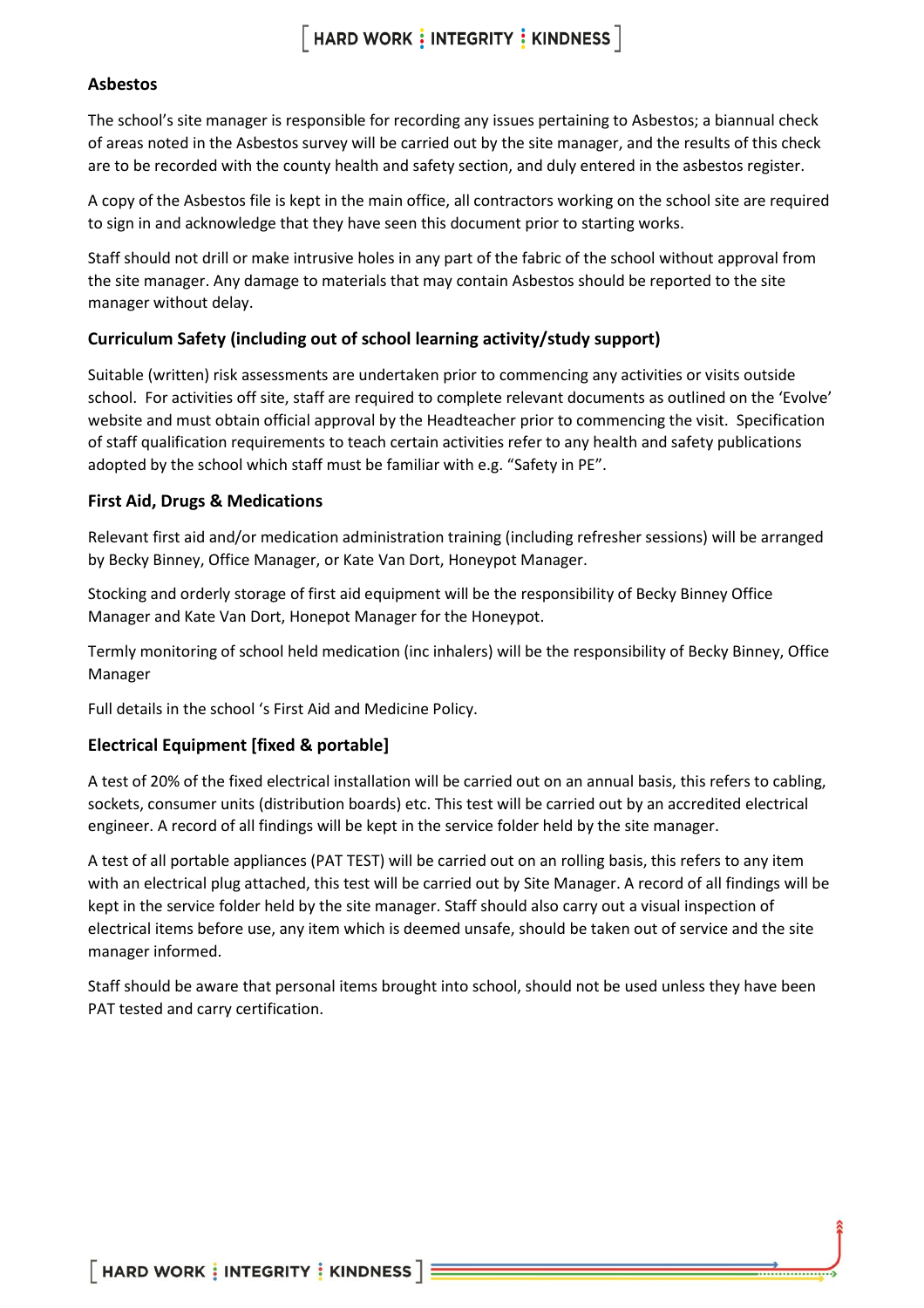## Asbestos

The school's site manager is responsible for recording any issues pertaining to Asbestos; a biannual check of areas noted in the Asbestos survey will be carried out by the site manager, and the results of this check are to be recorded with the county health and safety section, and duly entered in the asbestos register.

A copy of the Asbestos file is kept in the main office, all contractors working on the school site are required to sign in and acknowledge that they have seen this document prior to starting works.

Staff should not drill or make intrusive holes in any part of the fabric of the school without approval from the site manager. Any damage to materials that may contain Asbestos should be reported to the site manager without delay.

## Curriculum Safety (including out of school learning activity/study support)

Suitable (written) risk assessments are undertaken prior to commencing any activities or visits outside school. For activities off site, staff are required to complete relevant documents as outlined on the 'Evolve' website and must obtain official approval by the Headteacher prior to commencing the visit. Specification of staff qualification requirements to teach certain activities refer to any health and safety publications adopted by the school which staff must be familiar with e.g. "Safety in PE".

## First Aid, Drugs & Medications

Relevant first aid and/or medication administration training (including refresher sessions) will be arranged by Becky Binney, Office Manager, or Kate Van Dort, Honeypot Manager.

Stocking and orderly storage of first aid equipment will be the responsibility of Becky Binney Office Manager and Kate Van Dort, Honepot Manager for the Honeypot.

Termly monitoring of school held medication (inc inhalers) will be the responsibility of Becky Binney, Office Manager

Full details in the school 's First Aid and Medicine Policy.

## Electrical Equipment [fixed & portable]

A test of 20% of the fixed electrical installation will be carried out on an annual basis, this refers to cabling, sockets, consumer units (distribution boards) etc. This test will be carried out by an accredited electrical engineer. A record of all findings will be kept in the service folder held by the site manager.

A test of all portable appliances (PAT TEST) will be carried out on an rolling basis, this refers to any item with an electrical plug attached, this test will be carried out by Site Manager. A record of all findings will be kept in the service folder held by the site manager. Staff should also carry out a visual inspection of electrical items before use, any item which is deemed unsafe, should be taken out of service and the site manager informed.

Staff should be aware that personal items brought into school, should not be used unless they have been PAT tested and carry certification.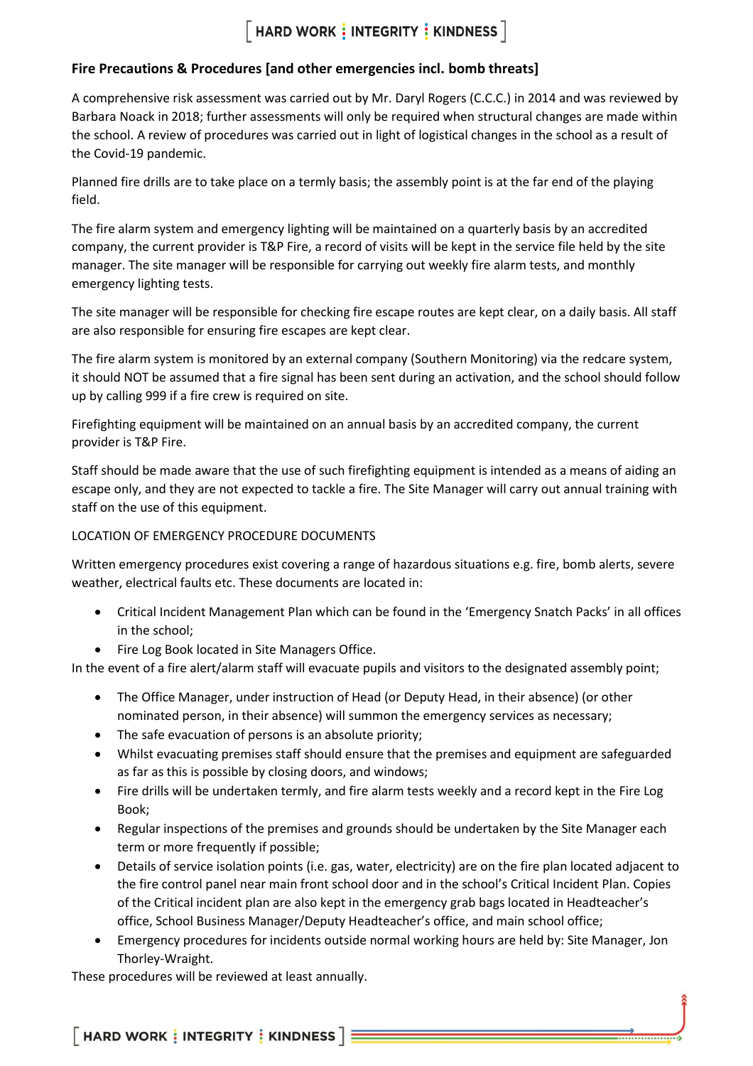## Fire Precautions & Procedures [and other emergencies incl. bomb threats]

A comprehensive risk assessment was carried out by Mr. Daryl Rogers (C.C.C.) in 2014 and was reviewed by Barbara Noack in 2018; further assessments will only be required when structural changes are made within the school. A review of procedures was carried out in light of logistical changes in the school as a result of the Covid-19 pandemic.

Planned fire drills are to take place on a termly basis; the assembly point is at the far end of the playing field.

The fire alarm system and emergency lighting will be maintained on a quarterly basis by an accredited company, the current provider is T&P Fire, a record of visits will be kept in the service file held by the site manager. The site manager will be responsible for carrying out weekly fire alarm tests, and monthly emergency lighting tests.

The site manager will be responsible for checking fire escape routes are kept clear, on a daily basis. All staff are also responsible for ensuring fire escapes are kept clear.

The fire alarm system is monitored by an external company (Southern Monitoring) via the redcare system, it should NOT be assumed that a fire signal has been sent during an activation, and the school should follow up by calling 999 if a fire crew is required on site.

Firefighting equipment will be maintained on an annual basis by an accredited company, the current provider is T&P Fire.

Staff should be made aware that the use of such firefighting equipment is intended as a means of aiding an escape only, and they are not expected to tackle a fire. The Site Manager will carry out annual training with staff on the use of this equipment.

LOCATION OF EMERGENCY PROCEDURE DOCUMENTS

Written emergency procedures exist covering a range of hazardous situations e.g. fire, bomb alerts, severe weather, electrical faults etc. These documents are located in:

- Critical Incident Management Plan which can be found in the 'Emergency Snatch Packs' in all offices in the school;
- Fire Log Book located in Site Managers Office.

In the event of a fire alert/alarm staff will evacuate pupils and visitors to the designated assembly point;

- The Office Manager, under instruction of Head (or Deputy Head, in their absence) (or other nominated person, in their absence) will summon the emergency services as necessary;
- The safe evacuation of persons is an absolute priority;
- Whilst evacuating premises staff should ensure that the premises and equipment are safeguarded as far as this is possible by closing doors, and windows;
- Fire drills will be undertaken termly, and fire alarm tests weekly and a record kept in the Fire Log Book;
- Regular inspections of the premises and grounds should be undertaken by the Site Manager each term or more frequently if possible;
- Details of service isolation points (i.e. gas, water, electricity) are on the fire plan located adjacent to the fire control panel near main front school door and in the school's Critical Incident Plan. Copies of the Critical incident plan are also kept in the emergency grab bags located in Headteacher's office, School Business Manager/Deputy Headteacher's office, and main school office;
- Emergency procedures for incidents outside normal working hours are held by: Site Manager, Jon Thorley-Wraight.

These procedures will be reviewed at least annually.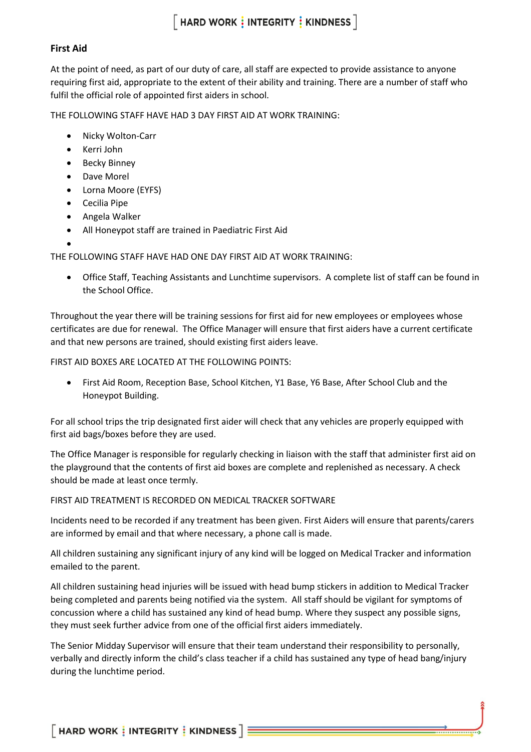## First Aid

At the point of need, as part of our duty of care, all staff are expected to provide assistance to anyone requiring first aid, appropriate to the extent of their ability and training. There are a number of staff who fulfil the official role of appointed first aiders in school.

THE FOLLOWING STAFF HAVE HAD 3 DAY FIRST AID AT WORK TRAINING:

- Nicky Wolton-Carr
- Kerri John
- Becky Binney
- Dave Morel
- Lorna Moore (EYFS)
- Cecilia Pipe
- Angela Walker
- All Honeypot staff are trained in Paediatric First Aid

THE FOLLOWING STAFF HAVE HAD ONE DAY FIRST AID AT WORK TRAINING:

- Office Staff, Teaching Assistants and Lunchtime supervisors. A complete list of staff can be found in the School Office.

Throughout the year there will be training sessions for first aid for new employees or employees whose certificates are due for renewal. The Office Manager will ensure that first aiders have a current certificate and that new persons are trained, should existing first aiders leave.

FIRST AID BOXES ARE LOCATED AT THE FOLLOWING POINTS:

- First Aid Room, Reception Base, School Kitchen, Y1 Base, Y6 Base, After School Club and the Honeypot Building.

For all school trips the trip designated first aider will check that any vehicles are properly equipped with first aid bags/boxes before they are used.

The Office Manager is responsible for regularly checking in liaison with the staff that administer first aid on the playground that the contents of first aid boxes are complete and replenished as necessary. A check should be made at least once termly.

FIRST AID TREATMENT IS RECORDED ON MEDICAL TRACKER SOFTWARE

Incidents need to be recorded if any treatment has been given. First Aiders will ensure that parents/carers are informed by email and that where necessary, a phone call is made.

All children sustaining any significant injury of any kind will be logged on Medical Tracker and information emailed to the parent.

All children sustaining head injuries will be issued with head bump stickers in addition to Medical Tracker being completed and parents being notified via the system. All staff should be vigilant for symptoms of concussion where a child has sustained any kind of head bump. Where they suspect any possible signs, they must seek further advice from one of the official first aiders immediately.

The Senior Midday Supervisor will ensure that their team understand their responsibility to personally, verbally and directly inform the child's class teacher if a child has sustained any type of head bang/injury during the lunchtime period.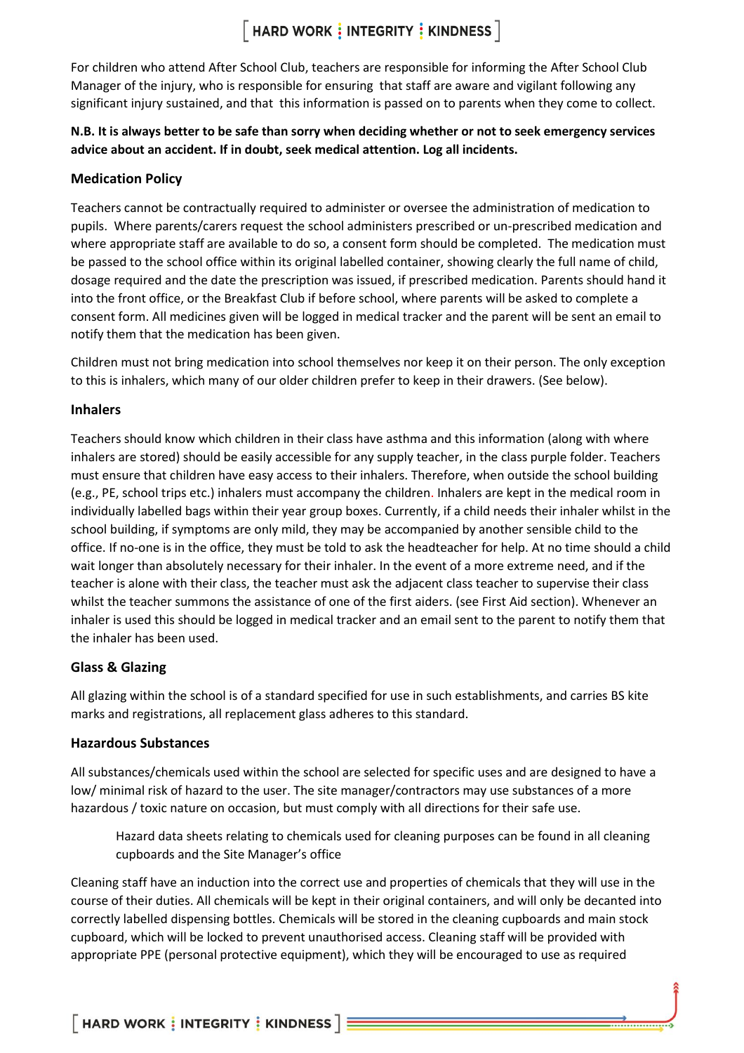For children who attend After School Club, teachers are responsible for informing the After School Club Manager of the injury, who is responsible for ensuring that staff are aware and vigilant following any significant injury sustained, and that this information is passed on to parents when they come to collect.

**N.B. It is always better to be safe than sorry when deciding whether or not to seek emergency services advice about an accident. If in doubt, seek medical attention. Log all incidents.**

### Medication Policy

Teachers cannot be contractually required to administer or oversee the administration of medication to pupils. Where parents/carers request the school administers prescribed or un-prescribed medication and where appropriate staff are available to do so, a consent form should be completed. The medication must be passed to the school office within its original labelled container, showing clearly the full name of child, dosage required and the date the prescription was issued, if prescribed medication. Parents should hand it into the front office, or the Breakfast Club if before school, where parents will be asked to complete a consent form. All medicines given will be logged in medical tracker and the parent will be sent an email to notify them that the medication has been given.

Children must not bring medication into school themselves nor keep it on their person. The only exception to this is inhalers, which many of our older children prefer to keep in their drawers. (See below).

### Inhalers

Teachers should know which children in their class have asthma and this information (along with where inhalers are stored) should be easily accessible for any supply teacher, in the class purple folder. Teachers must ensure that children have easy access to their inhalers. Therefore, when outside the school building (e.g., PE, school trips etc.) inhalers must accompany the children. Inhalers are kept in the medical room in individually labelled bags within their year group boxes. Currently, if a child needs their inhaler whilst in the school building, if symptoms are only mild, they may be accompanied by another sensible child to the office. If no-one is in the office, they must be told to ask the headteacher for help. At no time should a child wait longer than absolutely necessary for their inhaler. In the event of a more extreme need, and if the teacher is alone with their class, the teacher must ask the adjacent class teacher to supervise their class whilst the teacher summons the assistance of one of the first aiders. (see First Aid section). Whenever an inhaler is used this should be logged in medical tracker and an email sent to the parent to notify them that the inhaler has been used.

### Glass & Glazing

All glazing within the school is of a standard specified for use in such establishments, and carries BS kite marks and registrations, all replacement glass adheres to this standard.

### Hazardous Substances

All substances/chemicals used within the school are selected for specific uses and are designed to have a low/ minimal risk of hazard to the user. The site manager/contractors may use substances of a more hazardous / toxic nature on occasion, but must comply with all directions for their safe use.

> Hazard data sheets relating to chemicals used for cleaning purposes can be found in all cleaning cupboards and the Site Manager's office

Cleaning staff have an induction into the correct use and properties of chemicals that they will use in the course of their duties. All chemicals will be kept in their original containers, and will only be decanted into correctly labelled dispensing bottles. Chemicals will be stored in the cleaning cupboards and main stock cupboard, which will be locked to prevent unauthorised access. Cleaning staff will be provided with appropriate PPE (personal protective equipment), which they will be encouraged to use as required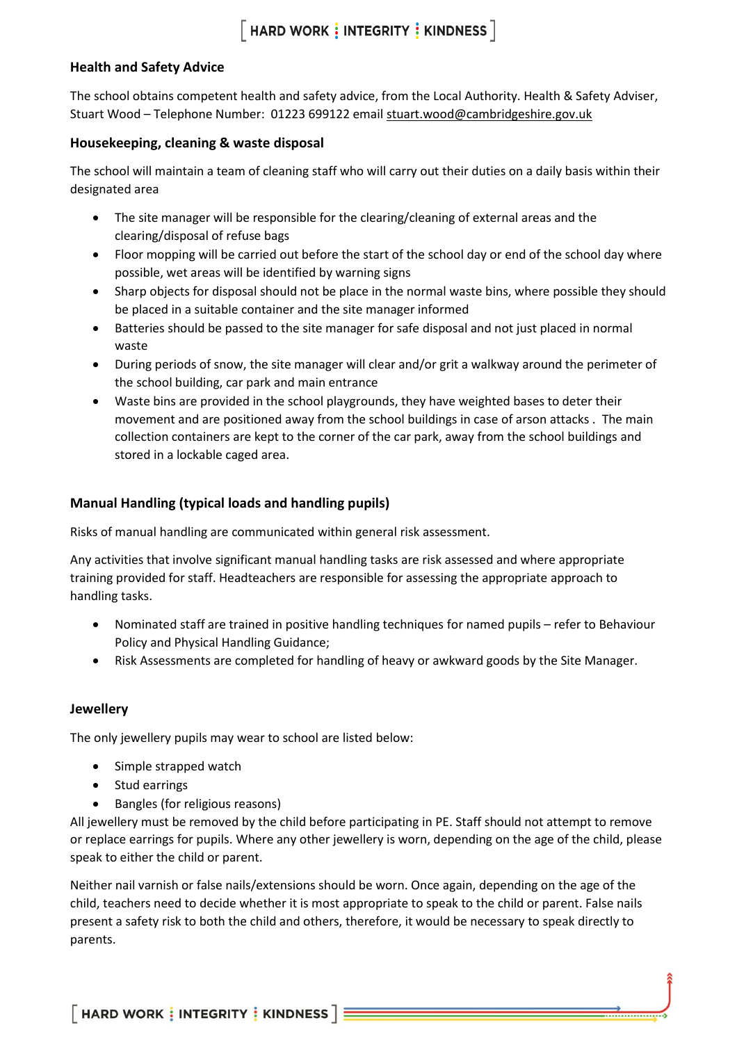### Health and Safety Advice

The school obtains competent health and safety advice, from the Local Authority. Health & Safety Adviser, Stuart Wood – Telephone Number: 01223 699122 email stuart.wood@cambridgeshire.gov.uk

### Housekeeping, cleaning & waste disposal

The school will maintain a team of cleaning staff who will carry out their duties on a daily basis within their designated area

- The site manager will be responsible for the clearing/cleaning of external areas and the clearing/disposal of refuse bags
- Floor mopping will be carried out before the start of the school day or end of the school day where possible, wet areas will be identified by warning signs
- Sharp objects for disposal should not be place in the normal waste bins, where possible they should be placed in a suitable container and the site manager informed
- Batteries should be passed to the site manager for safe disposal and not just placed in normal waste
- During periods of snow, the site manager will clear and/or grit a walkway around the perimeter of the school building, car park and main entrance
- Waste bins are provided in the school playgrounds, they have weighted bases to deter their movement and are positioned away from the school buildings in case of arson attacks . The main collection containers are kept to the corner of the car park, away from the school buildings and stored in a lockable caged area.

### Manual Handling (typical loads and handling pupils)

Risks of manual handling are communicated within general risk assessment.

Any activities that involve significant manual handling tasks are risk assessed and where appropriate training provided for staff. Headteachers are responsible for assessing the appropriate approach to handling tasks.

- Nominated staff are trained in positive handling techniques for named pupils – refer to Behaviour Policy and Physical Handling Guidance;
- Risk Assessments are completed for handling of heavy or awkward goods by the Site Manager.

### Jewellery

The only jewellery pupils may wear to school are listed below:

- Simple strapped watch
- Stud earrings
- Bangles (for religious reasons)

All jewellery must be removed by the child before participating in PE. Staff should not attempt to remove or replace earrings for pupils. Where any other jewellery is worn, depending on the age of the child, please speak to either the child or parent.

Neither nail varnish or false nails/extensions should be worn. Once again, depending on the age of the child, teachers need to decide whether it is most appropriate to speak to the child or parent. False nails present a safety risk to both the child and others, therefore, it would be necessary to speak directly to parents.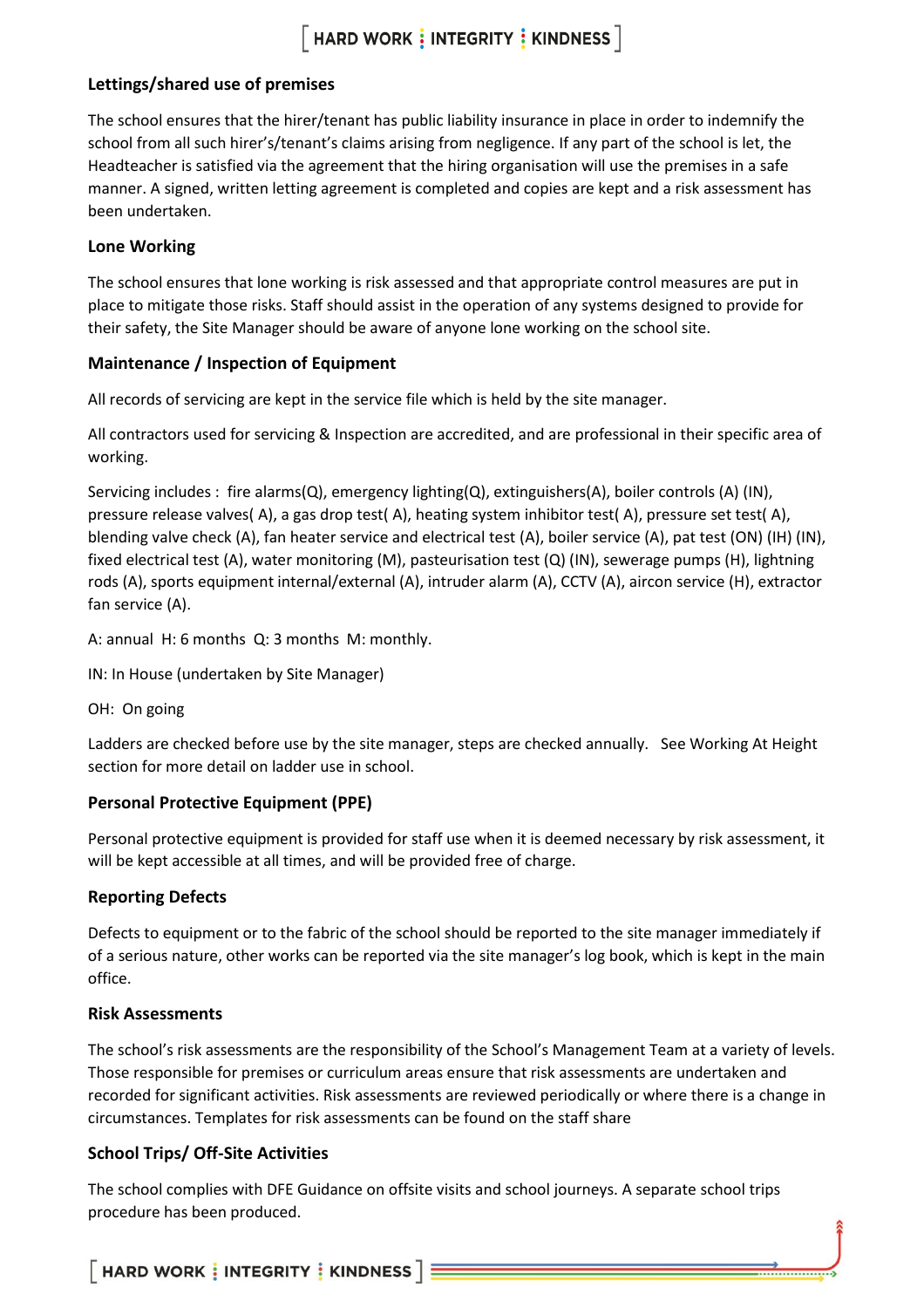### Lettings/shared use of premises

The school ensures that the hirer/tenant has public liability insurance in place in order to indemnify the school from all such hirer's/tenant's claims arising from negligence. If any part of the school is let, the Headteacher is satisfied via the agreement that the hiring organisation will use the premises in a safe manner. A signed, written letting agreement is completed and copies are kept and a risk assessment has been undertaken.

### Lone Working

The school ensures that lone working is risk assessed and that appropriate control measures are put in place to mitigate those risks. Staff should assist in the operation of any systems designed to provide for their safety, the Site Manager should be aware of anyone lone working on the school site.

### Maintenance / Inspection of Equipment

All records of servicing are kept in the service file which is held by the site manager.

All contractors used for servicing & Inspection are accredited, and are professional in their specific area of working.

Servicing includes : fire alarms(Q), emergency lighting(Q), extinguishers(A), boiler controls (A) (IN), pressure release valves( A), a gas drop test( A), heating system inhibitor test( A), pressure set test( A), blending valve check (A), fan heater service and electrical test (A), boiler service (A), pat test (ON) (IH) (IN), fixed electrical test (A), water monitoring (M), pasteurisation test (Q) (IN), sewerage pumps (H), lightning rods (A), sports equipment internal/external (A), intruder alarm (A), CCTV (A), aircon service (H), extractor fan service (A).

A: annual H: 6 months Q: 3 months M: monthly.

IN: In House (undertaken by Site Manager)

OH: On going

Ladders are checked before use by the site manager, steps are checked annually. See Working At Height section for more detail on ladder use in school.

### Personal Protective Equipment (PPE)

Personal protective equipment is provided for staff use when it is deemed necessary by risk assessment, it will be kept accessible at all times, and will be provided free of charge.

### Reporting Defects

Defects to equipment or to the fabric of the school should be reported to the site manager immediately if of a serious nature, other works can be reported via the site manager's log book, which is kept in the main office.

### Risk Assessments

The school's risk assessments are the responsibility of the School's Management Team at a variety of levels. Those responsible for premises or curriculum areas ensure that risk assessments are undertaken and recorded for significant activities. Risk assessments are reviewed periodically or where there is a change in circumstances. Templates for risk assessments can be found on the staff share

### School Trips/ Off-Site Activities

The school complies with DFE Guidance on offsite visits and school journeys. A separate school trips procedure has been produced.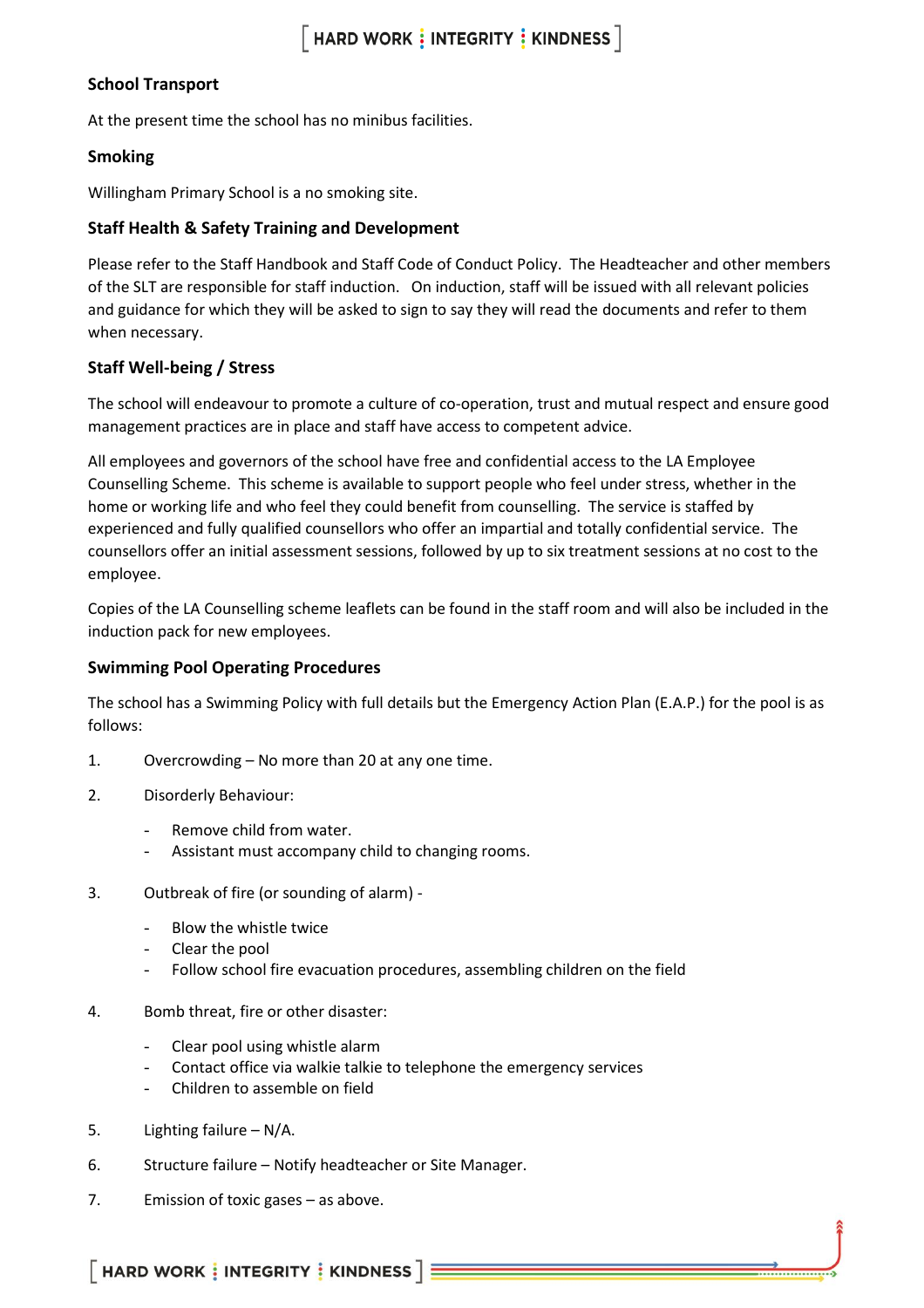### School Transport

At the present time the school has no minibus facilities.

### Smoking

Willingham Primary School is a no smoking site.

### Staff Health & Safety Training and Development

Please refer to the Staff Handbook and Staff Code of Conduct Policy. The Headteacher and other members of the SLT are responsible for staff induction. On induction, staff will be issued with all relevant policies and guidance for which they will be asked to sign to say they will read the documents and refer to them when necessary.

### Staff Well-being / Stress

The school will endeavour to promote a culture of co-operation, trust and mutual respect and ensure good management practices are in place and staff have access to competent advice.

All employees and governors of the school have free and confidential access to the LA Employee Counselling Scheme. This scheme is available to support people who feel under stress, whether in the home or working life and who feel they could benefit from counselling. The service is staffed by experienced and fully qualified counsellors who offer an impartial and totally confidential service. The counsellors offer an initial assessment sessions, followed by up to six treatment sessions at no cost to the employee.

Copies of the LA Counselling scheme leaflets can be found in the staff room and will also be included in the induction pack for new employees.

### Swimming Pool Operating Procedures

The school has a Swimming Policy with full details but the Emergency Action Plan (E.A.P.) for the pool is as follows:

1. Overcrowding – No more than 20 at any one time.
2. Disorderly Behaviour:
   - Remove child from water.
   - Assistant must accompany child to changing rooms.
3. Outbreak of fire (or sounding of alarm) -
   - Blow the whistle twice
   - Clear the pool
   - Follow school fire evacuation procedures, assembling children on the field
4. Bomb threat, fire or other disaster:
   - Clear pool using whistle alarm
   - Contact office via walkie talkie to telephone the emergency services
   - Children to assemble on field
5. Lighting failure – N/A.
6. Structure failure – Notify headteacher or Site Manager.
7. Emission of toxic gases – as above.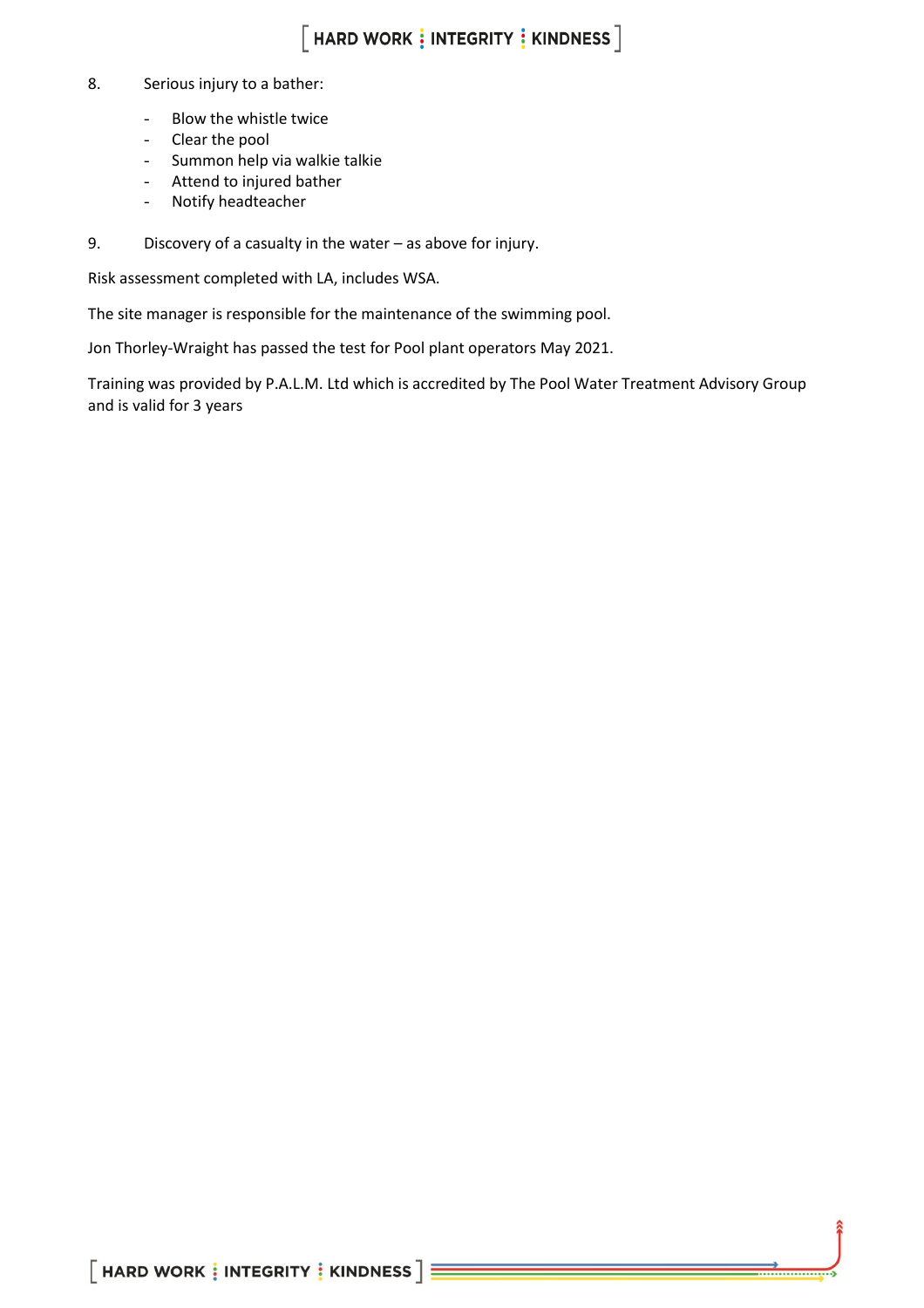8. Serious injury to a bather:

    - Blow the whistle twice
    - Clear the pool
    - Summon help via walkie talkie
    - Attend to injured bather
    - Notify headteacher

9. Discovery of a casualty in the water – as above for injury.

Risk assessment completed with LA, includes WSA.

The site manager is responsible for the maintenance of the swimming pool.

Jon Thorley-Wraight has passed the test for Pool plant operators May 2021.

Training was provided by P.A.L.M. Ltd which is accredited by The Pool Water Treatment Advisory Group and is valid for 3 years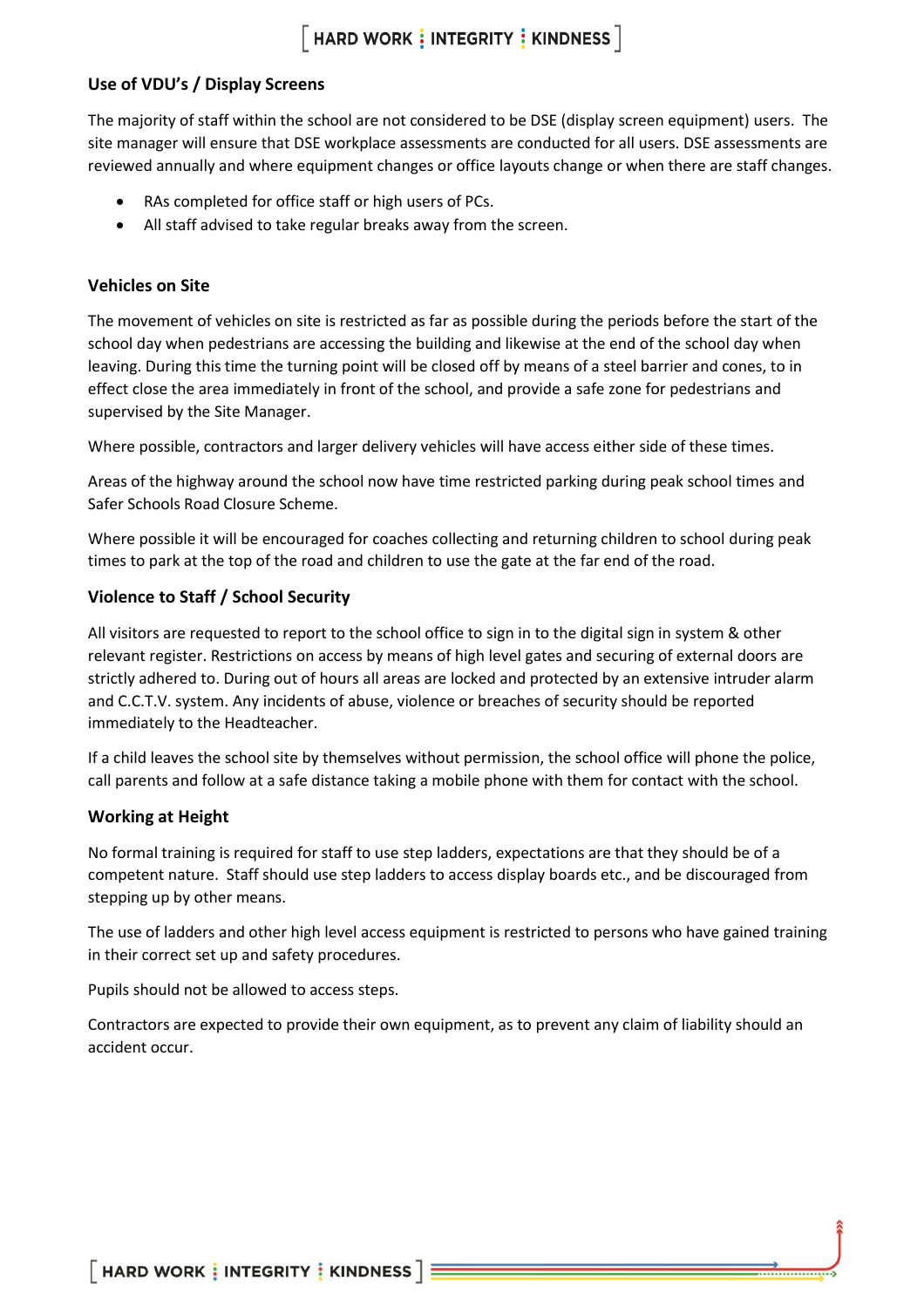### Use of VDU's / Display Screens

The majority of staff within the school are not considered to be DSE (display screen equipment) users. The site manager will ensure that DSE workplace assessments are conducted for all users. DSE assessments are reviewed annually and where equipment changes or office layouts change or when there are staff changes.

- RAs completed for office staff or high users of PCs.
- All staff advised to take regular breaks away from the screen.

### Vehicles on Site

The movement of vehicles on site is restricted as far as possible during the periods before the start of the school day when pedestrians are accessing the building and likewise at the end of the school day when leaving. During this time the turning point will be closed off by means of a steel barrier and cones, to in effect close the area immediately in front of the school, and provide a safe zone for pedestrians and supervised by the Site Manager.

Where possible, contractors and larger delivery vehicles will have access either side of these times.

Areas of the highway around the school now have time restricted parking during peak school times and Safer Schools Road Closure Scheme.

Where possible it will be encouraged for coaches collecting and returning children to school during peak times to park at the top of the road and children to use the gate at the far end of the road.

### Violence to Staff / School Security

All visitors are requested to report to the school office to sign in to the digital sign in system & other relevant register. Restrictions on access by means of high level gates and securing of external doors are strictly adhered to. During out of hours all areas are locked and protected by an extensive intruder alarm and C.C.T.V. system. Any incidents of abuse, violence or breaches of security should be reported immediately to the Headteacher.

If a child leaves the school site by themselves without permission, the school office will phone the police, call parents and follow at a safe distance taking a mobile phone with them for contact with the school.

### Working at Height

No formal training is required for staff to use step ladders, expectations are that they should be of a competent nature. Staff should use step ladders to access display boards etc., and be discouraged from stepping up by other means.

The use of ladders and other high level access equipment is restricted to persons who have gained training in their correct set up and safety procedures.

Pupils should not be allowed to access steps.

Contractors are expected to provide their own equipment, as to prevent any claim of liability should an accident occur.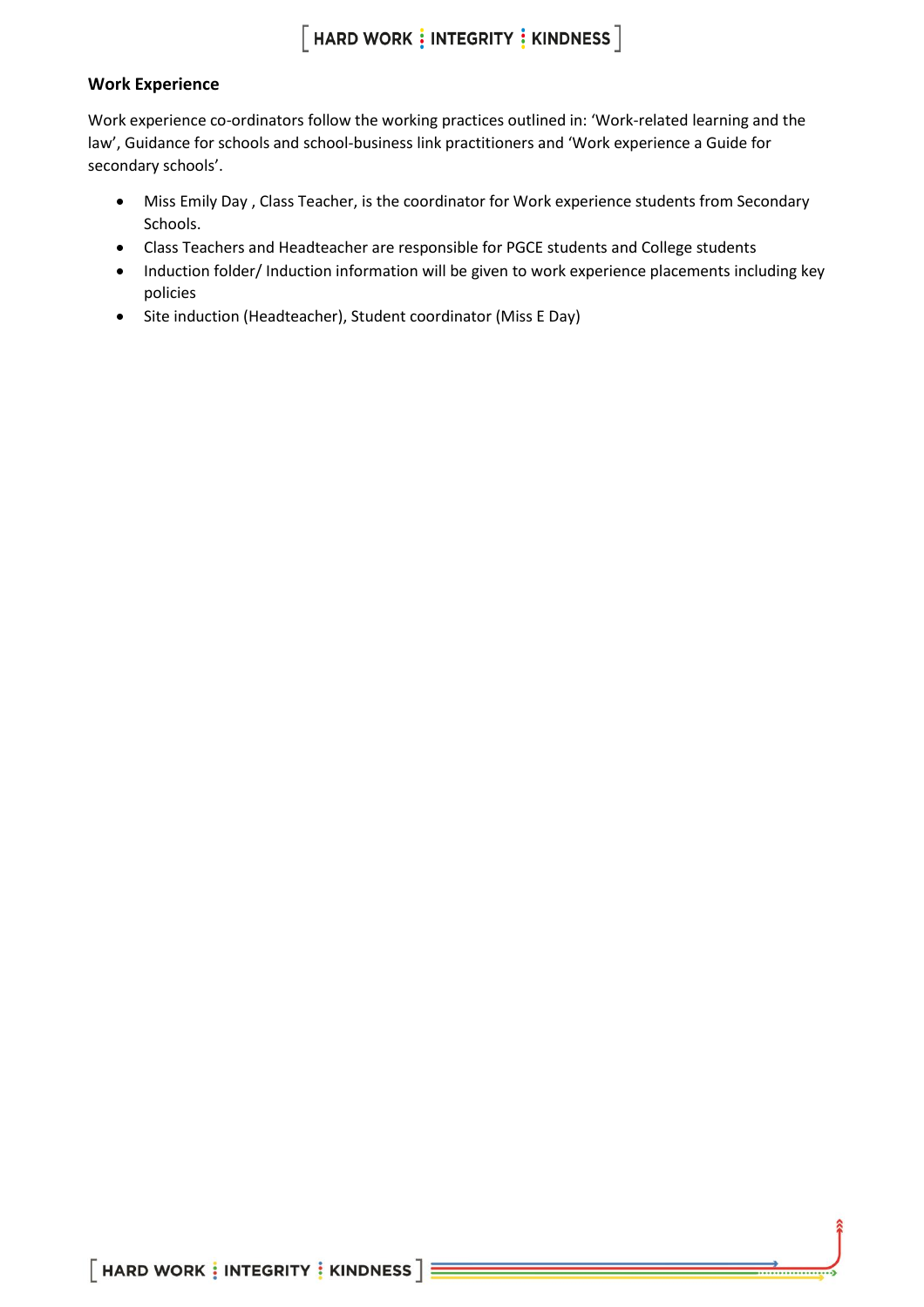### Work Experience

Work experience co-ordinators follow the working practices outlined in: 'Work-related learning and the law', Guidance for schools and school-business link practitioners and 'Work experience a Guide for secondary schools'.

- Miss Emily Day , Class Teacher, is the coordinator for Work experience students from Secondary Schools.
- Class Teachers and Headteacher are responsible for PGCE students and College students
- Induction folder/ Induction information will be given to work experience placements including key policies
- Site induction (Headteacher), Student coordinator (Miss E Day)